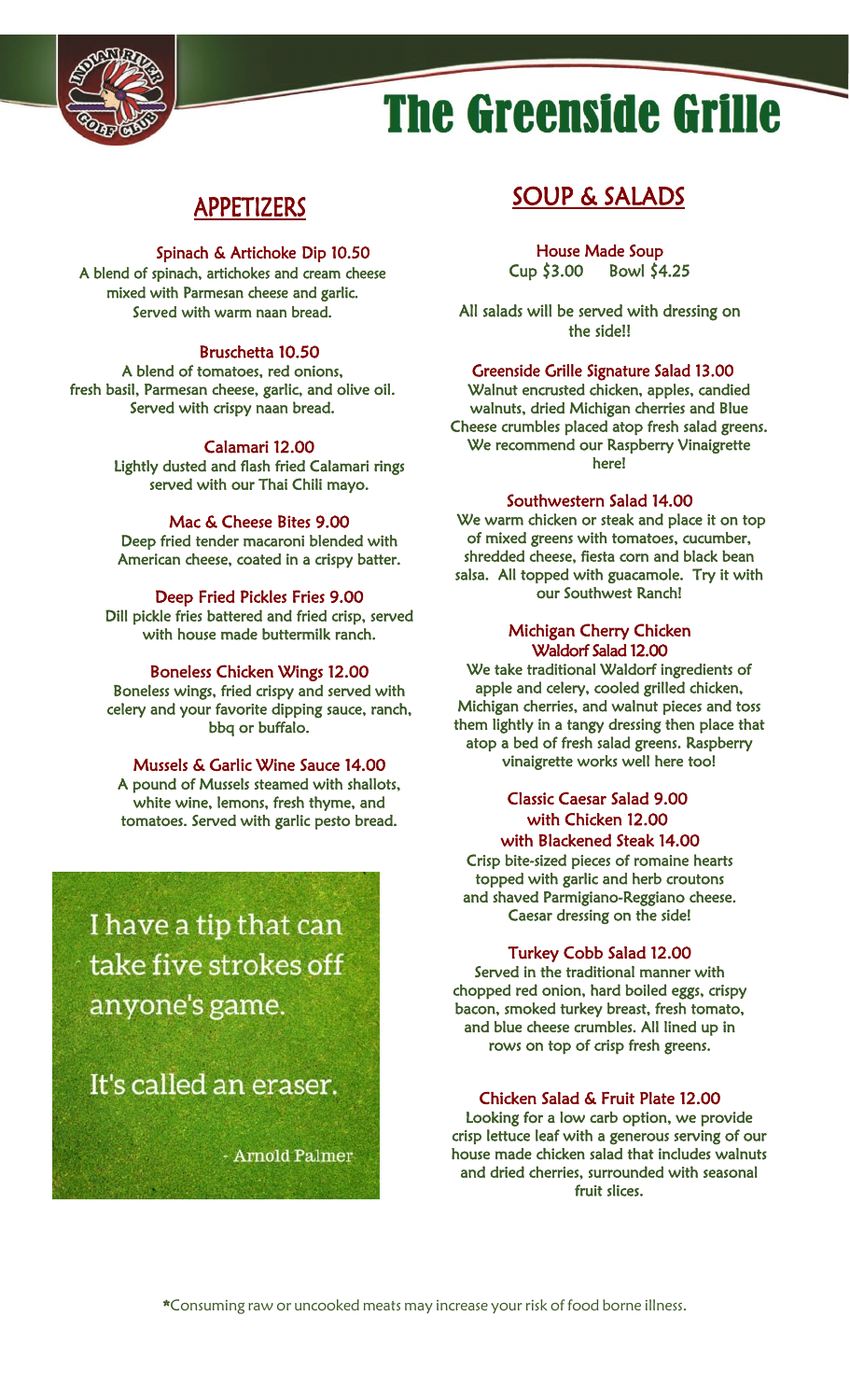# The Greenside Grille

## APPETIZERS

**Spinach & Artichoke Dip 10.50**
A blend of spinach, artichokes and cream cheese mixed with Parmesan cheese and garlic. Served with warm naan bread.

**Bruschetta 10.50**
A blend of tomatoes, red onions, fresh basil, Parmesan cheese, garlic, and olive oil. Served with crispy naan bread.

**Calamari 12.00**
Lightly dusted and flash fried Calamari rings served with our Thai Chili mayo.

**Mac & Cheese Bites 9.00**
Deep fried tender macaroni blended with American cheese, coated in a crispy batter.

**Deep Fried Pickles Fries 9.00**
Dill pickle fries battered and fried crisp, served with house made buttermilk ranch.

**Boneless Chicken Wings 12.00**
Boneless wings, fried crispy and served with celery and your favorite dipping sauce, ranch, bbq or buffalo.

**Mussels & Garlic Wine Sauce 14.00**
A pound of Mussels steamed with shallots, white wine, lemons, fresh thyme, and tomatoes. Served with garlic pesto bread.

> I have a tip that can take five strokes off anyone's game.
>
> It's called an eraser.
>
> \- Arnold Palmer

## SOUP & SALADS

**House Made Soup**
Cup $3.00 Bowl $4.25

All salads will be served with dressing on the side!!

**Greenside Grille Signature Salad 13.00**
Walnut encrusted chicken, apples, candied walnuts, dried Michigan cherries and Blue Cheese crumbles placed atop fresh salad greens. We recommend our Raspberry Vinaigrette here!

**Southwestern Salad 14.00**
We warm chicken or steak and place it on top of mixed greens with tomatoes, cucumber, shredded cheese, fiesta corn and black bean salsa. All topped with guacamole. Try it with our Southwest Ranch!

**Michigan Cherry Chicken Waldorf Salad 12.00**
We take traditional Waldorf ingredients of apple and celery, cooled grilled chicken, Michigan cherries, and walnut pieces and toss them lightly in a tangy dressing then place that atop a bed of fresh salad greens. Raspberry vinaigrette works well here too!

**Classic Caesar Salad 9.00**
**with Chicken 12.00**
**with Blackened Steak 14.00**
Crisp bite-sized pieces of romaine hearts topped with garlic and herb croutons and shaved Parmigiano-Reggiano cheese. Caesar dressing on the side!

**Turkey Cobb Salad 12.00**
Served in the traditional manner with chopped red onion, hard boiled eggs, crispy bacon, smoked turkey breast, fresh tomato, and blue cheese crumbles. All lined up in rows on top of crisp fresh greens.

**Chicken Salad & Fruit Plate 12.00**
Looking for a low carb option, we provide crisp lettuce leaf with a generous serving of our house made chicken salad that includes walnuts and dried cherries, surrounded with seasonal fruit slices.

*Consuming raw or uncooked meats may increase your risk of food borne illness.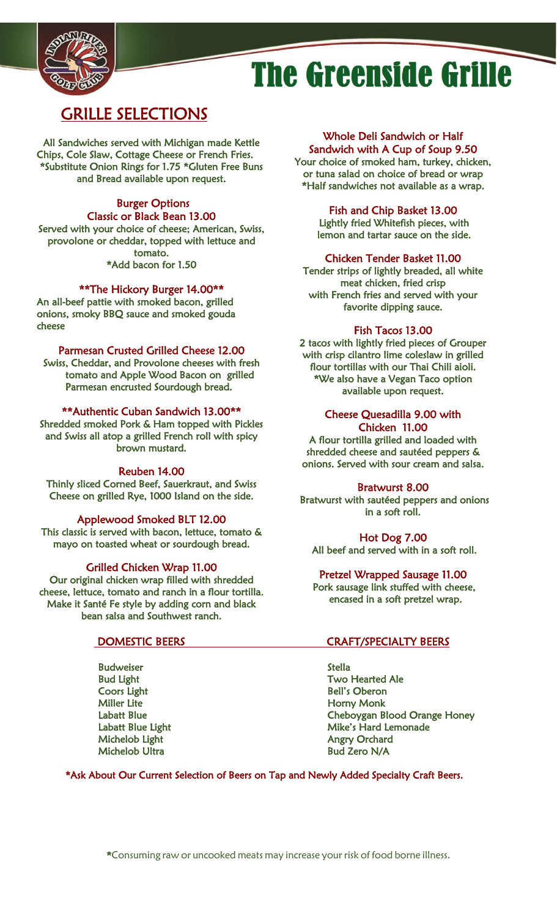# The Greenside Grille

## GRILLE SELECTIONS

All Sandwiches served with Michigan made Kettle Chips, Cole Slaw, Cottage Cheese or French Fries. *Substitute Onion Rings for 1.75 *Gluten Free Buns and Bread available upon request.

### Burger Options
### Classic or Black Bean 13.00

Served with your choice of cheese; American, Swiss, provolone or cheddar, topped with lettuce and tomato.
*Add bacon for 1.50

### **The Hickory Burger 14.00**

An all-beef pattie with smoked bacon, grilled onions, smoky BBQ sauce and smoked gouda cheese

### Parmesan Crusted Grilled Cheese 12.00

Swiss, Cheddar, and Provolone cheeses with fresh tomato and Apple Wood Bacon on grilled Parmesan encrusted Sourdough bread.

### **Authentic Cuban Sandwich 13.00**

Shredded smoked Pork & Ham topped with Pickles and Swiss all atop a grilled French roll with spicy brown mustard.

### Reuben 14.00

Thinly sliced Corned Beef, Sauerkraut, and Swiss Cheese on grilled Rye, 1000 Island on the side.

### Applewood Smoked BLT 12.00

This classic is served with bacon, lettuce, tomato & mayo on toasted wheat or sourdough bread.

### Grilled Chicken Wrap 11.00

Our original chicken wrap filled with shredded cheese, lettuce, tomato and ranch in a flour tortilla. Make it Santé Fe style by adding corn and black bean salsa and Southwest ranch.

### Whole Deli Sandwich or Half Sandwich with A Cup of Soup 9.50

Your choice of smoked ham, turkey, chicken, or tuna salad on choice of bread or wrap
*Half sandwiches not available as a wrap.

### Fish and Chip Basket 13.00

Lightly fried Whitefish pieces, with lemon and tartar sauce on the side.

### Chicken Tender Basket 11.00

Tender strips of lightly breaded, all white meat chicken, fried crisp with French fries and served with your favorite dipping sauce.

### Fish Tacos 13.00

2 tacos with lightly fried pieces of Grouper with crisp cilantro lime coleslaw in grilled flour tortillas with our Thai Chili aioli.
*We also have a Vegan Taco option available upon request.

### Cheese Quesadilla 9.00 with Chicken 11.00

A flour tortilla grilled and loaded with shredded cheese and sautéed peppers & onions. Served with sour cream and salsa.

### Bratwurst 8.00

Bratwurst with sautéed peppers and onions in a soft roll.

### Hot Dog 7.00

All beef and served with in a soft roll.

### Pretzel Wrapped Sausage 11.00

Pork sausage link stuffed with cheese, encased in a soft pretzel wrap.

## DOMESTIC BEERS

- Budweiser
- Bud Light
- Coors Light
- Miller Lite
- Labatt Blue
- Labatt Blue Light
- Michelob Light
- Michelob Ultra

## CRAFT/SPECIALTY BEERS

- Stella
- Two Hearted Ale
- Bell's Oberon
- Horny Monk
- Cheboygan Blood Orange Honey
- Mike's Hard Lemonade
- Angry Orchard
- Bud Zero N/A

*Ask About Our Current Selection of Beers on Tap and Newly Added Specialty Craft Beers.

*Consuming raw or uncooked meats may increase your risk of food borne illness.